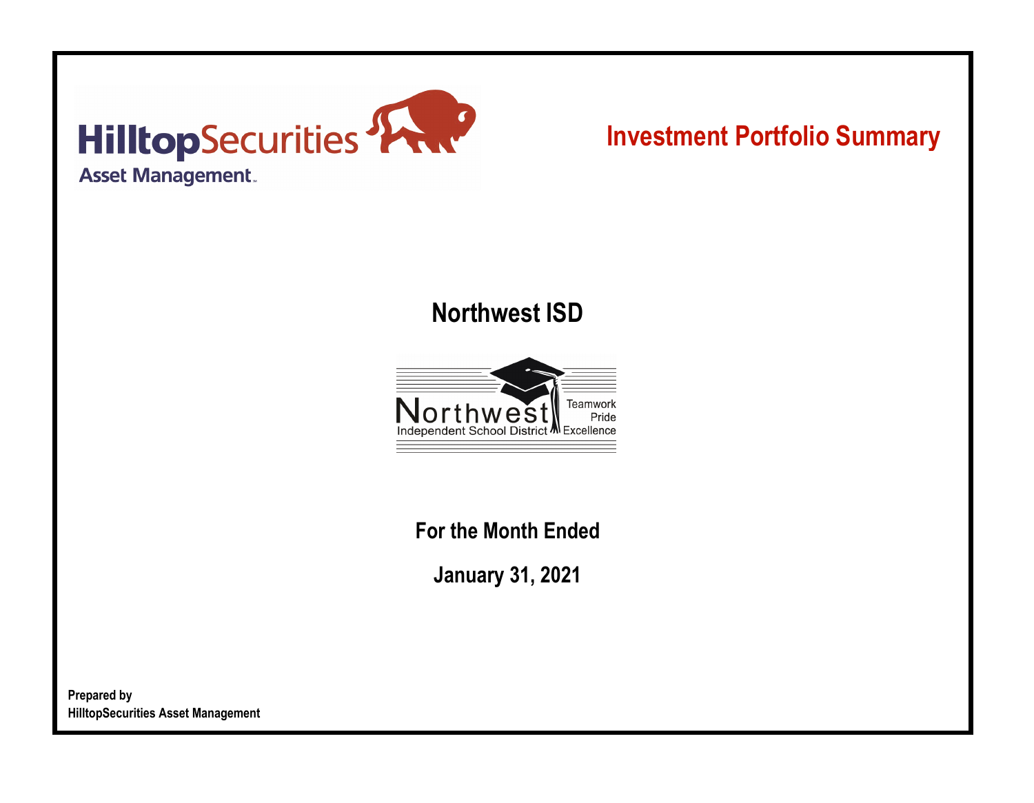HilltopSecurities
Asset Management

# Investment Portfolio Summary

## Northwest ISD

Northwest
Independent School District
Teamwork
Pride
Excellence

### For the Month Ended

### January 31, 2021

**Prepared by**
**HilltopSecurities Asset Management**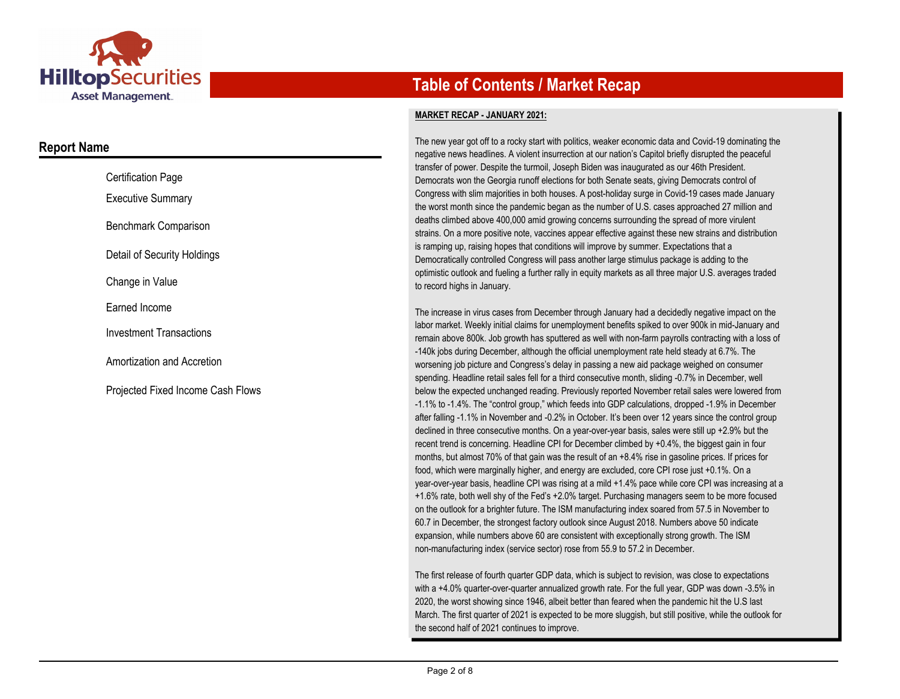# Table of Contents / Market Recap

## Report Name

- Certification Page
- Executive Summary
- Benchmark Comparison
- Detail of Security Holdings
- Change in Value
- Earned Income
- Investment Transactions
- Amortization and Accretion
- Projected Fixed Income Cash Flows

**MARKET RECAP - JANUARY 2021:**

The new year got off to a rocky start with politics, weaker economic data and Covid-19 dominating the negative news headlines. A violent insurrection at our nation's Capitol briefly disrupted the peaceful transfer of power. Despite the turmoil, Joseph Biden was inaugurated as our 46th President. Democrats won the Georgia runoff elections for both Senate seats, giving Democrats control of Congress with slim majorities in both houses. A post-holiday surge in Covid-19 cases made January the worst month since the pandemic began as the number of U.S. cases approached 27 million and deaths climbed above 400,000 amid growing concerns surrounding the spread of more virulent strains. On a more positive note, vaccines appear effective against these new strains and distribution is ramping up, raising hopes that conditions will improve by summer. Expectations that a Democratically controlled Congress will pass another large stimulus package is adding to the optimistic outlook and fueling a further rally in equity markets as all three major U.S. averages traded to record highs in January.

The increase in virus cases from December through January had a decidedly negative impact on the labor market. Weekly initial claims for unemployment benefits spiked to over 900k in mid-January and remain above 800k. Job growth has sputtered as well with non-farm payrolls contracting with a loss of -140k jobs during December, although the official unemployment rate held steady at 6.7%. The worsening job picture and Congress's delay in passing a new aid package weighed on consumer spending. Headline retail sales fell for a third consecutive month, sliding -0.7% in December, well below the expected unchanged reading. Previously reported November retail sales were lowered from -1.1% to -1.4%. The "control group," which feeds into GDP calculations, dropped -1.9% in December after falling -1.1% in November and -0.2% in October. It's been over 12 years since the control group declined in three consecutive months. On a year-over-year basis, sales were still up +2.9% but the recent trend is concerning. Headline CPI for December climbed by +0.4%, the biggest gain in four months, but almost 70% of that gain was the result of an +8.4% rise in gasoline prices. If prices for food, which were marginally higher, and energy are excluded, core CPI rose just +0.1%. On a year-over-year basis, headline CPI was rising at a mild +1.4% pace while core CPI was increasing at a +1.6% rate, both well shy of the Fed's +2.0% target. Purchasing managers seem to be more focused on the outlook for a brighter future. The ISM manufacturing index soared from 57.5 in November to 60.7 in December, the strongest factory outlook since August 2018. Numbers above 50 indicate expansion, while numbers above 60 are consistent with exceptionally strong growth. The ISM non-manufacturing index (service sector) rose from 55.9 to 57.2 in December.

The first release of fourth quarter GDP data, which is subject to revision, was close to expectations with a +4.0% quarter-over-quarter annualized growth rate. For the full year, GDP was down -3.5% in 2020, the worst showing since 1946, albeit better than feared when the pandemic hit the U.S last March. The first quarter of 2021 is expected to be more sluggish, but still positive, while the outlook for the second half of 2021 continues to improve.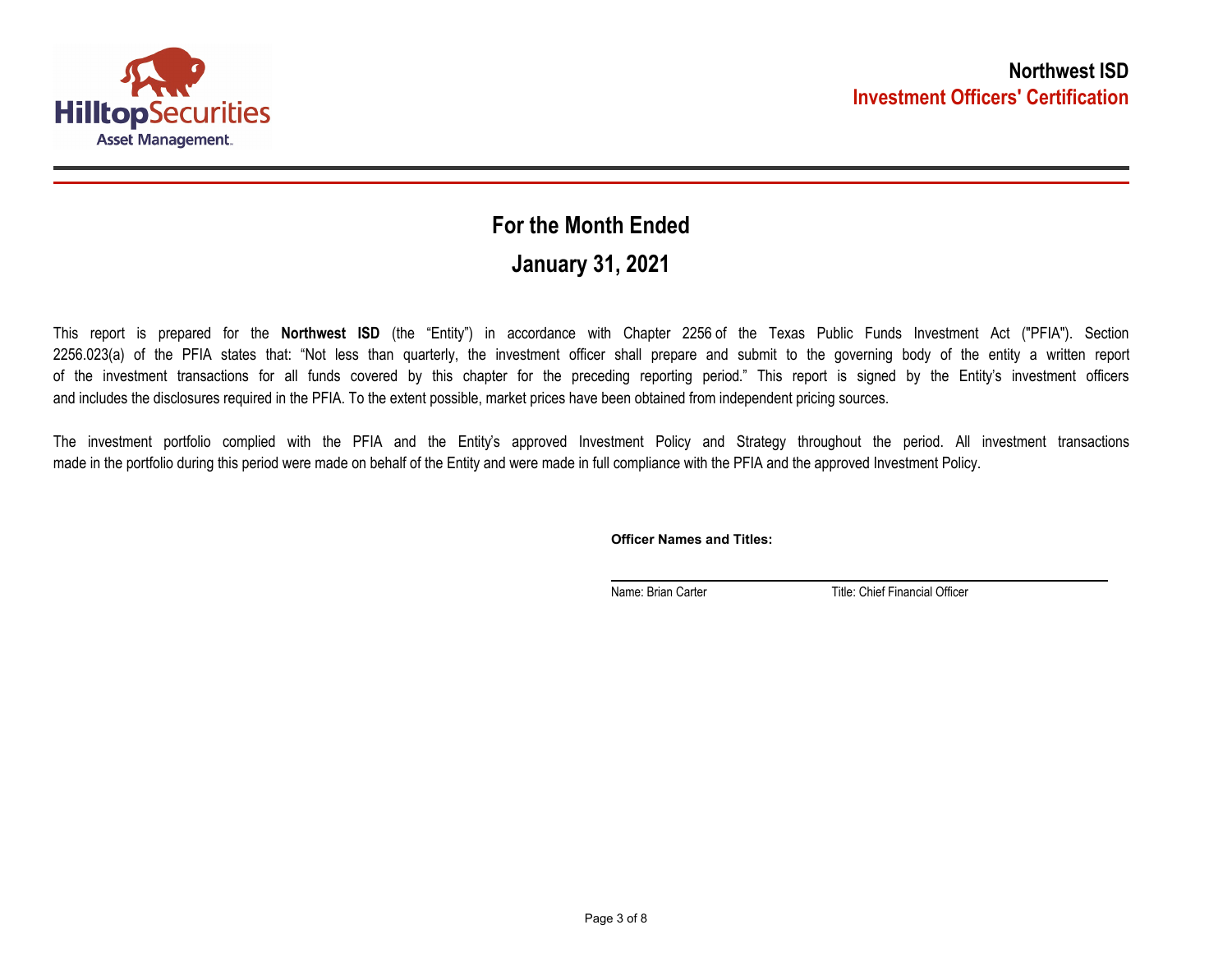**Northwest ISD**

**Investment Officers' Certification**

# For the Month Ended

# January 31, 2021

This report is prepared for the **Northwest ISD** (the "Entity") in accordance with Chapter 2256 of the Texas Public Funds Investment Act ("PFIA"). Section 2256.023(a) of the PFIA states that: "Not less than quarterly, the investment officer shall prepare and submit to the governing body of the entity a written report of the investment transactions for all funds covered by this chapter for the preceding reporting period." This report is signed by the Entity's investment officers and includes the disclosures required in the PFIA. To the extent possible, market prices have been obtained from independent pricing sources.

The investment portfolio complied with the PFIA and the Entity's approved Investment Policy and Strategy throughout the period. All investment transactions made in the portfolio during this period were made on behalf of the Entity and were made in full compliance with the PFIA and the approved Investment Policy.

**Officer Names and Titles:**

Name: Brian Carter    Title: Chief Financial Officer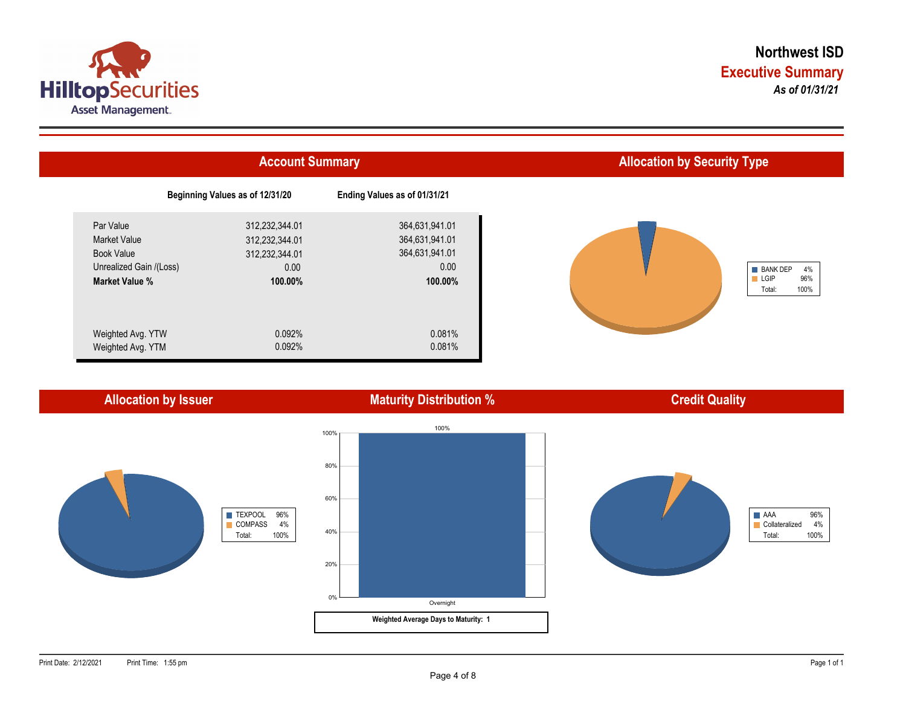# Northwest ISD

## Executive Summary

***As of 01/31/21***

## Account Summary

| | Beginning Values as of 12/31/20 | Ending Values as of 01/31/21 |
|---|---|---|
| Par Value | 312,232,344.01 | 364,631,941.01 |
| Market Value | 312,232,344.01 | 364,631,941.01 |
| Book Value | 312,232,344.01 | 364,631,941.01 |
| Unrealized Gain /(Loss) | 0.00 | 0.00 |
| **Market Value %** | **100.00%** | **100.00%** |
| Weighted Avg. YTW | 0.092% | 0.081% |
| Weighted Avg. YTM | 0.092% | 0.081% |

## Allocation by Security Type

| | |
|---|---|
| BANK DEP | 4% |
| LGIP | 96% |
| Total: | 100% |

## Allocation by Issuer

| | |
|---|---|
| TEXPOOL | 96% |
| COMPASS | 4% |
| Total: | 100% |

## Maturity Distribution %

| Maturity | % |
|---|---|
| Overnight | 100% |

**Weighted Average Days to Maturity: 1**

## Credit Quality

| | |
|---|---|
| AAA | 96% |
| Collateralized | 4% |
| Total: | 100% |

Print Date: 2/12/2021 Print Time: 1:55 pm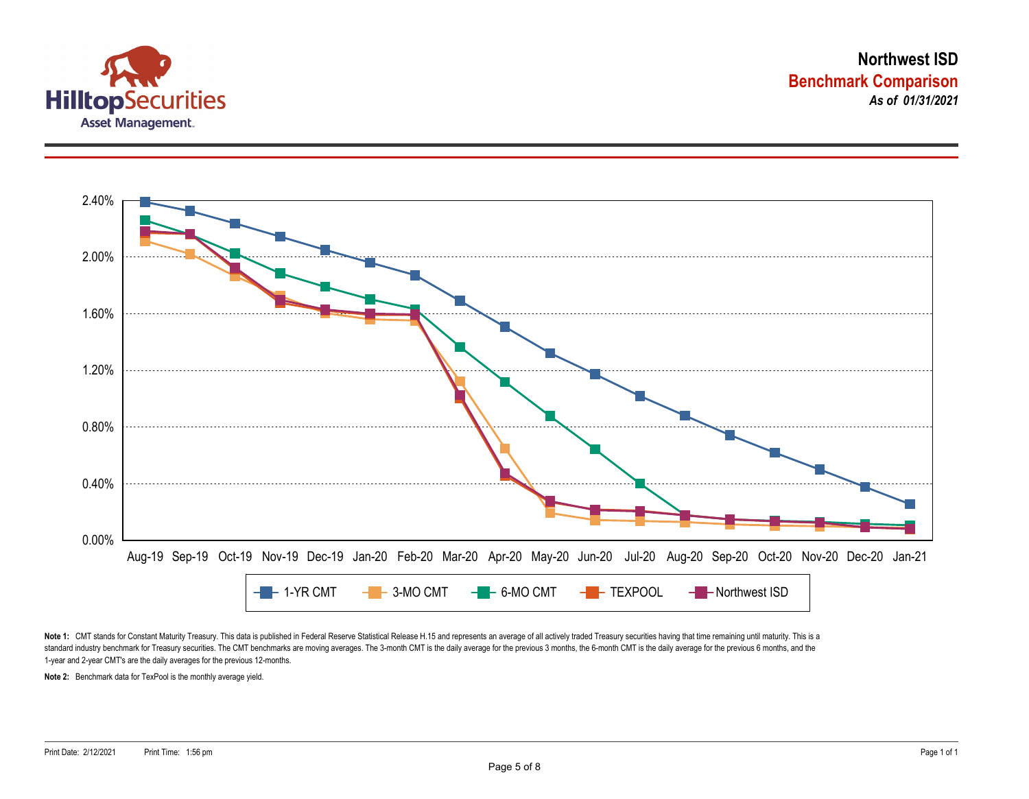# Northwest ISD

## Benchmark Comparison

***As of 01/31/2021***

2.40%
2.00%
1.60%
1.20%
0.80%
0.40%
0.00%

Aug-19 Sep-19 Oct-19 Nov-19 Dec-19 Jan-20 Feb-20 Mar-20 Apr-20 May-20 Jun-20 Jul-20 Aug-20 Sep-20 Oct-20 Nov-20 Dec-20 Jan-21

1-YR CMT | 3-MO CMT | 6-MO CMT | TEXPOOL | Northwest ISD

**Note 1:** CMT stands for Constant Maturity Treasury. This data is published in Federal Reserve Statistical Release H.15 and represents an average of all actively traded Treasury securities having that time remaining until maturity. This is a standard industry benchmark for Treasury securities. The CMT benchmarks are moving averages. The 3-month CMT is the daily average for the previous 3 months, the 6-month CMT is the daily average for the previous 6 months, and the 1-year and 2-year CMT's are the daily averages for the previous 12-months.

**Note 2:** Benchmark data for TexPool is the monthly average yield.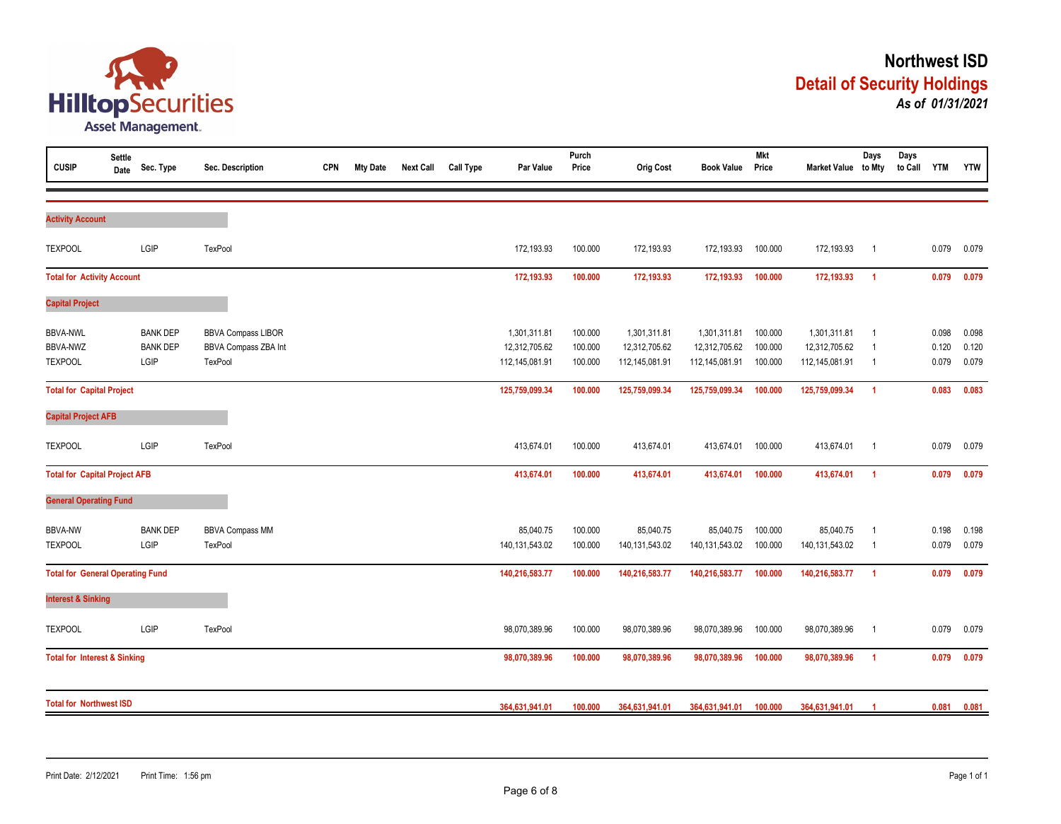HilltopSecurities Asset Management.

# Northwest ISD

## Detail of Security Holdings

***As of 01/31/2021***

| CUSIP | Settle Date | Sec. Type | Sec. Description | CPN | Mty Date | Next Call | Call Type | Par Value | Purch Price | Orig Cost | Book Value | Mkt Price | Market Value | Days to Mty | Days to Call | YTM | YTW |
|---|---|---|---|---|---|---|---|---|---|---|---|---|---|---|---|---|---|
| **Activity Account** | | | | | | | | | | | | | | | | | |
| TEXPOOL | | LGIP | TexPool | | | | | 172,193.93 | 100.000 | 172,193.93 | 172,193.93 | 100.000 | 172,193.93 | 1 | | 0.079 | 0.079 |
| **Total for Activity Account** | | | | | | | | **172,193.93** | **100.000** | **172,193.93** | **172,193.93** | **100.000** | **172,193.93** | **1** | | **0.079** | **0.079** |
| **Capital Project** | | | | | | | | | | | | | | | | | |
| BBVA-NWL | | BANK DEP | BBVA Compass LIBOR | | | | | 1,301,311.81 | 100.000 | 1,301,311.81 | 1,301,311.81 | 100.000 | 1,301,311.81 | 1 | | 0.098 | 0.098 |
| BBVA-NWZ | | BANK DEP | BBVA Compass ZBA Int | | | | | 12,312,705.62 | 100.000 | 12,312,705.62 | 12,312,705.62 | 100.000 | 12,312,705.62 | 1 | | 0.120 | 0.120 |
| TEXPOOL | | LGIP | TexPool | | | | | 112,145,081.91 | 100.000 | 112,145,081.91 | 112,145,081.91 | 100.000 | 112,145,081.91 | 1 | | 0.079 | 0.079 |
| **Total for Capital Project** | | | | | | | | **125,759,099.34** | **100.000** | **125,759,099.34** | **125,759,099.34** | **100.000** | **125,759,099.34** | **1** | | **0.083** | **0.083** |
| **Capital Project AFB** | | | | | | | | | | | | | | | | | |
| TEXPOOL | | LGIP | TexPool | | | | | 413,674.01 | 100.000 | 413,674.01 | 413,674.01 | 100.000 | 413,674.01 | 1 | | 0.079 | 0.079 |
| **Total for Capital Project AFB** | | | | | | | | **413,674.01** | **100.000** | **413,674.01** | **413,674.01** | **100.000** | **413,674.01** | **1** | | **0.079** | **0.079** |
| **General Operating Fund** | | | | | | | | | | | | | | | | | |
| BBVA-NW | | BANK DEP | BBVA Compass MM | | | | | 85,040.75 | 100.000 | 85,040.75 | 85,040.75 | 100.000 | 85,040.75 | 1 | | 0.198 | 0.198 |
| TEXPOOL | | LGIP | TexPool | | | | | 140,131,543.02 | 100.000 | 140,131,543.02 | 140,131,543.02 | 100.000 | 140,131,543.02 | 1 | | 0.079 | 0.079 |
| **Total for General Operating Fund** | | | | | | | | **140,216,583.77** | **100.000** | **140,216,583.77** | **140,216,583.77** | **100.000** | **140,216,583.77** | **1** | | **0.079** | **0.079** |
| **Interest & Sinking** | | | | | | | | | | | | | | | | | |
| TEXPOOL | | LGIP | TexPool | | | | | 98,070,389.96 | 100.000 | 98,070,389.96 | 98,070,389.96 | 100.000 | 98,070,389.96 | 1 | | 0.079 | 0.079 |
| **Total for Interest & Sinking** | | | | | | | | **98,070,389.96** | **100.000** | **98,070,389.96** | **98,070,389.96** | **100.000** | **98,070,389.96** | **1** | | **0.079** | **0.079** |
| **Total for Northwest ISD** | | | | | | | | **364,631,941.01** | **100.000** | **364,631,941.01** | **364,631,941.01** | **100.000** | **364,631,941.01** | **1** | | **0.081** | **0.081** |

Print Date: 2/12/2021 Print Time: 1:56 pm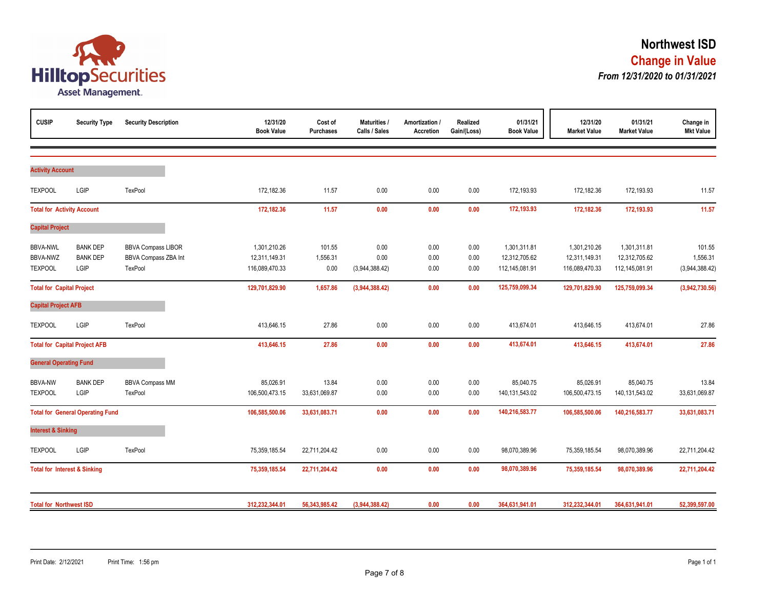# Northwest ISD

## Change in Value

*From 12/31/2020 to 01/31/2021*

HilltopSecurities Asset Management

| CUSIP | Security Type | Security Description | 12/31/20 Book Value | Cost of Purchases | Maturities / Calls / Sales | Amortization / Accretion | Realized Gain/(Loss) | 01/31/21 Book Value | 12/31/20 Market Value | 01/31/21 Market Value | Change in Mkt Value |
|---|---|---|---|---|---|---|---|---|---|---|---|
| **Activity Account** | | | | | | | | | | | |
| TEXPOOL | LGIP | TexPool | 172,182.36 | 11.57 | 0.00 | 0.00 | 0.00 | 172,193.93 | 172,182.36 | 172,193.93 | 11.57 |
| **Total for Activity Account** | | | **172,182.36** | **11.57** | **0.00** | **0.00** | **0.00** | **172,193.93** | **172,182.36** | **172,193.93** | **11.57** |
| **Capital Project** | | | | | | | | | | | |
| BBVA-NWL | BANK DEP | BBVA Compass LIBOR | 1,301,210.26 | 101.55 | 0.00 | 0.00 | 0.00 | 1,301,311.81 | 1,301,210.26 | 1,301,311.81 | 101.55 |
| BBVA-NWZ | BANK DEP | BBVA Compass ZBA Int | 12,311,149.31 | 1,556.31 | 0.00 | 0.00 | 0.00 | 12,312,705.62 | 12,311,149.31 | 12,312,705.62 | 1,556.31 |
| TEXPOOL | LGIP | TexPool | 116,089,470.33 | 0.00 | (3,944,388.42) | 0.00 | 0.00 | 112,145,081.91 | 116,089,470.33 | 112,145,081.91 | (3,944,388.42) |
| **Total for Capital Project** | | | **129,701,829.90** | **1,657.86** | **(3,944,388.42)** | **0.00** | **0.00** | **125,759,099.34** | **129,701,829.90** | **125,759,099.34** | **(3,942,730.56)** |
| **Capital Project AFB** | | | | | | | | | | | |
| TEXPOOL | LGIP | TexPool | 413,646.15 | 27.86 | 0.00 | 0.00 | 0.00 | 413,674.01 | 413,646.15 | 413,674.01 | 27.86 |
| **Total for Capital Project AFB** | | | **413,646.15** | **27.86** | **0.00** | **0.00** | **0.00** | **413,674.01** | **413,646.15** | **413,674.01** | **27.86** |
| **General Operating Fund** | | | | | | | | | | | |
| BBVA-NW | BANK DEP | BBVA Compass MM | 85,026.91 | 13.84 | 0.00 | 0.00 | 0.00 | 85,040.75 | 85,026.91 | 85,040.75 | 13.84 |
| TEXPOOL | LGIP | TexPool | 106,500,473.15 | 33,631,069.87 | 0.00 | 0.00 | 0.00 | 140,131,543.02 | 106,500,473.15 | 140,131,543.02 | 33,631,069.87 |
| **Total for General Operating Fund** | | | **106,585,500.06** | **33,631,083.71** | **0.00** | **0.00** | **0.00** | **140,216,583.77** | **106,585,500.06** | **140,216,583.77** | **33,631,083.71** |
| **Interest & Sinking** | | | | | | | | | | | |
| TEXPOOL | LGIP | TexPool | 75,359,185.54 | 22,711,204.42 | 0.00 | 0.00 | 0.00 | 98,070,389.96 | 75,359,185.54 | 98,070,389.96 | 22,711,204.42 |
| **Total for Interest & Sinking** | | | **75,359,185.54** | **22,711,204.42** | **0.00** | **0.00** | **0.00** | **98,070,389.96** | **75,359,185.54** | **98,070,389.96** | **22,711,204.42** |
| **Total for Northwest ISD** | | | **312,232,344.01** | **56,343,985.42** | **(3,944,388.42)** | **0.00** | **0.00** | **364,631,941.01** | **312,232,344.01** | **364,631,941.01** | **52,399,597.00** |

Print Date: 2/12/2021 Print Time: 1:56 pm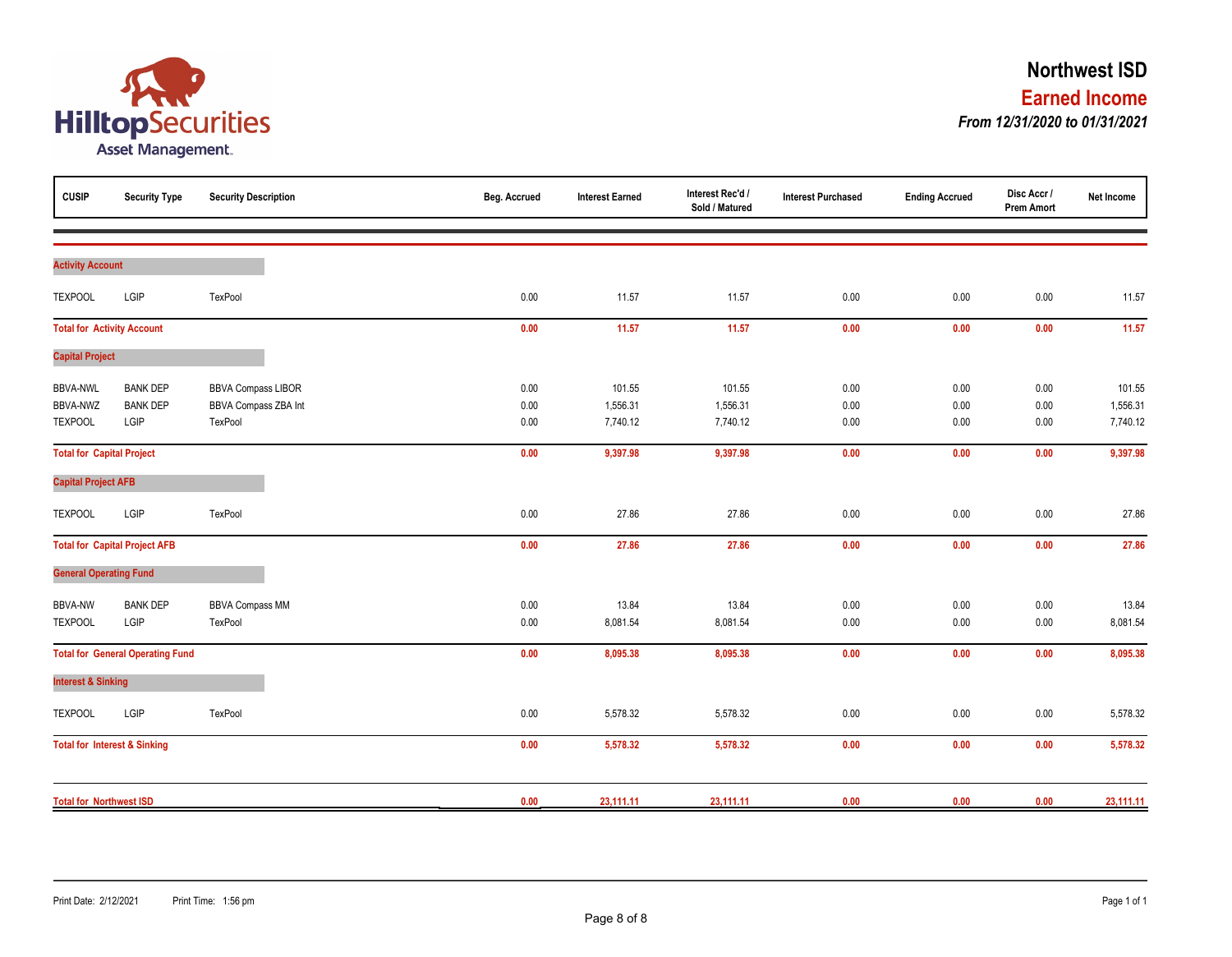# Northwest ISD

## Earned Income

### *From 12/31/2020 to 01/31/2021*

| CUSIP | Security Type | Security Description | Beg. Accrued | Interest Earned | Interest Rec'd / Sold / Matured | Interest Purchased | Ending Accrued | Disc Accr / Prem Amort | Net Income |
|---|---|---|---|---|---|---|---|---|---|
| **Activity Account** | | | | | | | | | |
| TEXPOOL | LGIP | TexPool | 0.00 | 11.57 | 11.57 | 0.00 | 0.00 | 0.00 | 11.57 |
| **Total for Activity Account** | | | **0.00** | **11.57** | **11.57** | **0.00** | **0.00** | **0.00** | **11.57** |
| **Capital Project** | | | | | | | | | |
| BBVA-NWL | BANK DEP | BBVA Compass LIBOR | 0.00 | 101.55 | 101.55 | 0.00 | 0.00 | 0.00 | 101.55 |
| BBVA-NWZ | BANK DEP | BBVA Compass ZBA Int | 0.00 | 1,556.31 | 1,556.31 | 0.00 | 0.00 | 0.00 | 1,556.31 |
| TEXPOOL | LGIP | TexPool | 0.00 | 7,740.12 | 7,740.12 | 0.00 | 0.00 | 0.00 | 7,740.12 |
| **Total for Capital Project** | | | **0.00** | **9,397.98** | **9,397.98** | **0.00** | **0.00** | **0.00** | **9,397.98** |
| **Capital Project AFB** | | | | | | | | | |
| TEXPOOL | LGIP | TexPool | 0.00 | 27.86 | 27.86 | 0.00 | 0.00 | 0.00 | 27.86 |
| **Total for Capital Project AFB** | | | **0.00** | **27.86** | **27.86** | **0.00** | **0.00** | **0.00** | **27.86** |
| **General Operating Fund** | | | | | | | | | |
| BBVA-NW | BANK DEP | BBVA Compass MM | 0.00 | 13.84 | 13.84 | 0.00 | 0.00 | 0.00 | 13.84 |
| TEXPOOL | LGIP | TexPool | 0.00 | 8,081.54 | 8,081.54 | 0.00 | 0.00 | 0.00 | 8,081.54 |
| **Total for General Operating Fund** | | | **0.00** | **8,095.38** | **8,095.38** | **0.00** | **0.00** | **0.00** | **8,095.38** |
| **Interest & Sinking** | | | | | | | | | |
| TEXPOOL | LGIP | TexPool | 0.00 | 5,578.32 | 5,578.32 | 0.00 | 0.00 | 0.00 | 5,578.32 |
| **Total for Interest & Sinking** | | | **0.00** | **5,578.32** | **5,578.32** | **0.00** | **0.00** | **0.00** | **5,578.32** |
| **Total for Northwest ISD** | | | **0.00** | **23,111.11** | **23,111.11** | **0.00** | **0.00** | **0.00** | **23,111.11** |

Print Date: 2/12/2021 Print Time: 1:56 pm